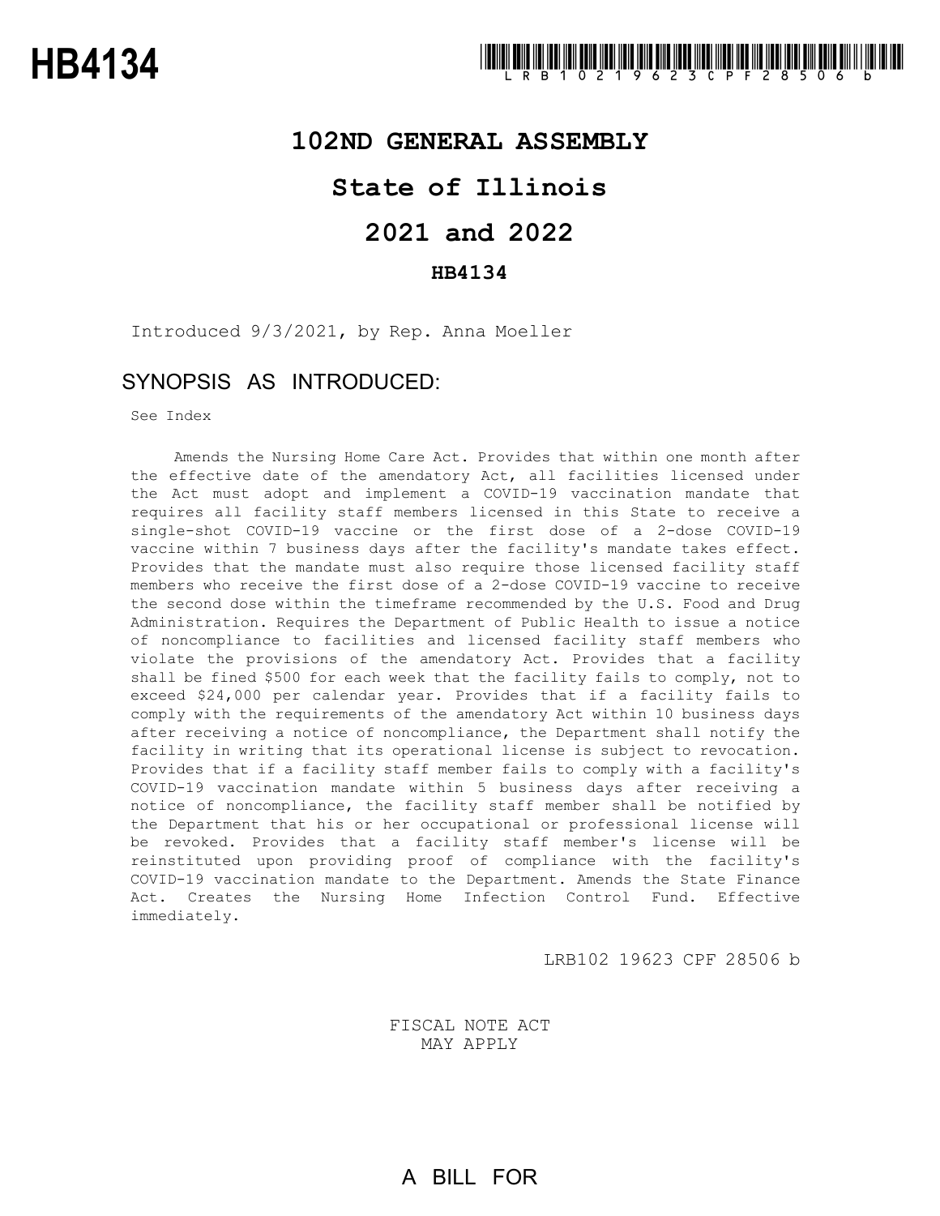# HB4134

LRB102 19623 CPF 28506 b

## 102ND GENERAL ASSEMBLY

## State of Illinois

## 2021 and 2022

### HB4134

Introduced 9/3/2021, by Rep. Anna Moeller

## SYNOPSIS AS INTRODUCED:

See Index

Amends the Nursing Home Care Act. Provides that within one month after the effective date of the amendatory Act, all facilities licensed under the Act must adopt and implement a COVID-19 vaccination mandate that requires all facility staff members licensed in this State to receive a single-shot COVID-19 vaccine or the first dose of a 2-dose COVID-19 vaccine within 7 business days after the facility's mandate takes effect. Provides that the mandate must also require those licensed facility staff members who receive the first dose of a 2-dose COVID-19 vaccine to receive the second dose within the timeframe recommended by the U.S. Food and Drug Administration. Requires the Department of Public Health to issue a notice of noncompliance to facilities and licensed facility staff members who violate the provisions of the amendatory Act. Provides that a facility shall be fined $500 for each week that the facility fails to comply, not to exceed $24,000 per calendar year. Provides that if a facility fails to comply with the requirements of the amendatory Act within 10 business days after receiving a notice of noncompliance, the Department shall notify the facility in writing that its operational license is subject to revocation. Provides that if a facility staff member fails to comply with a facility's COVID-19 vaccination mandate within 5 business days after receiving a notice of noncompliance, the facility staff member shall be notified by the Department that his or her occupational or professional license will be revoked. Provides that a facility staff member's license will be reinstituted upon providing proof of compliance with the facility's COVID-19 vaccination mandate to the Department. Amends the State Finance Act. Creates the Nursing Home Infection Control Fund. Effective immediately.

LRB102 19623 CPF 28506 b

FISCAL NOTE ACT
MAY APPLY

A BILL FOR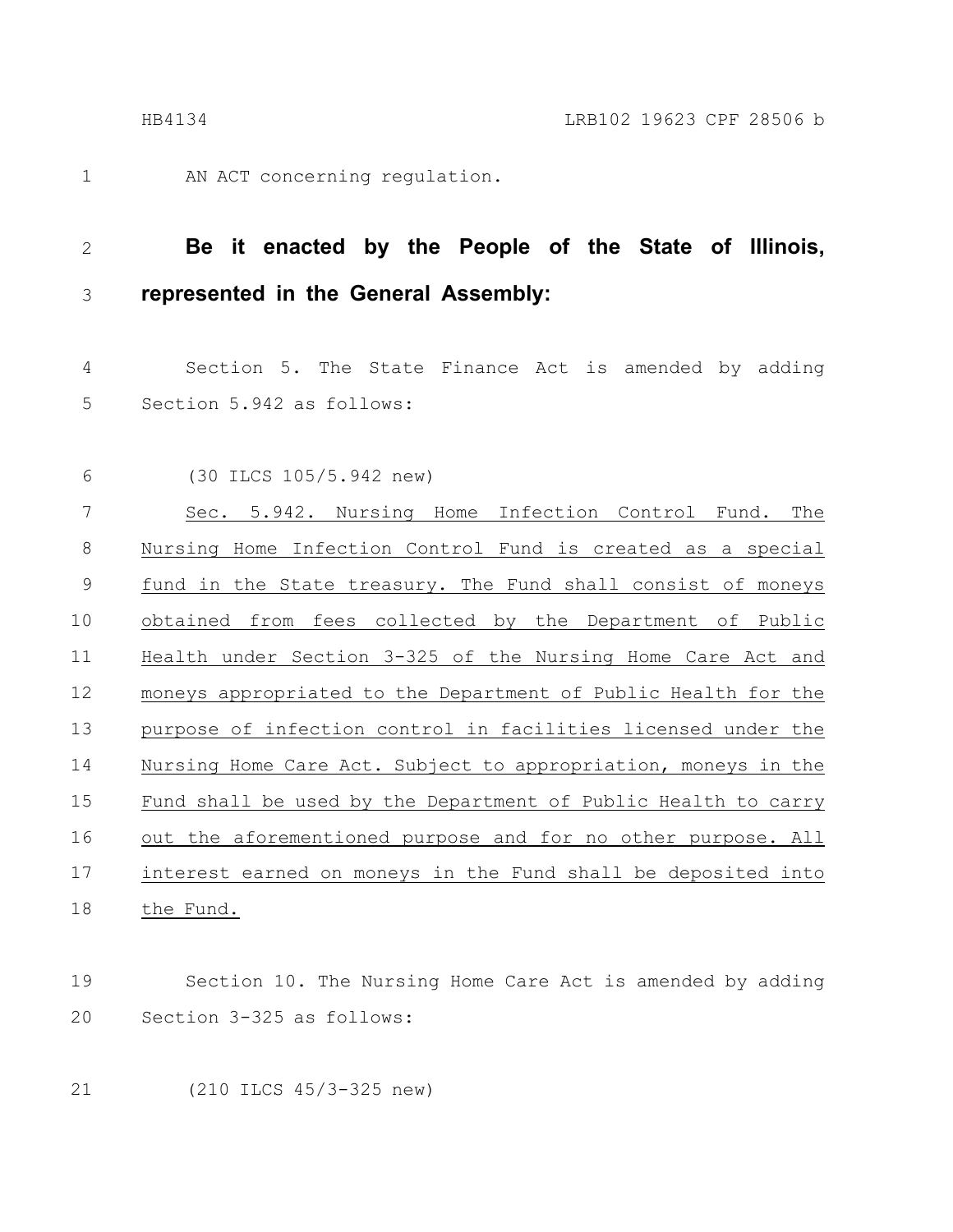AN ACT concerning regulation.

**Be it enacted by the People of the State of Illinois, represented in the General Assembly:**

Section 5. The State Finance Act is amended by adding Section 5.942 as follows:

(30 ILCS 105/5.942 new)

Sec. 5.942. Nursing Home Infection Control Fund. The Nursing Home Infection Control Fund is created as a special fund in the State treasury. The Fund shall consist of moneys obtained from fees collected by the Department of Public Health under Section 3-325 of the Nursing Home Care Act and moneys appropriated to the Department of Public Health for the purpose of infection control in facilities licensed under the Nursing Home Care Act. Subject to appropriation, moneys in the Fund shall be used by the Department of Public Health to carry out the aforementioned purpose and for no other purpose. All interest earned on moneys in the Fund shall be deposited into the Fund.

Section 10. The Nursing Home Care Act is amended by adding Section 3-325 as follows:

(210 ILCS 45/3-325 new)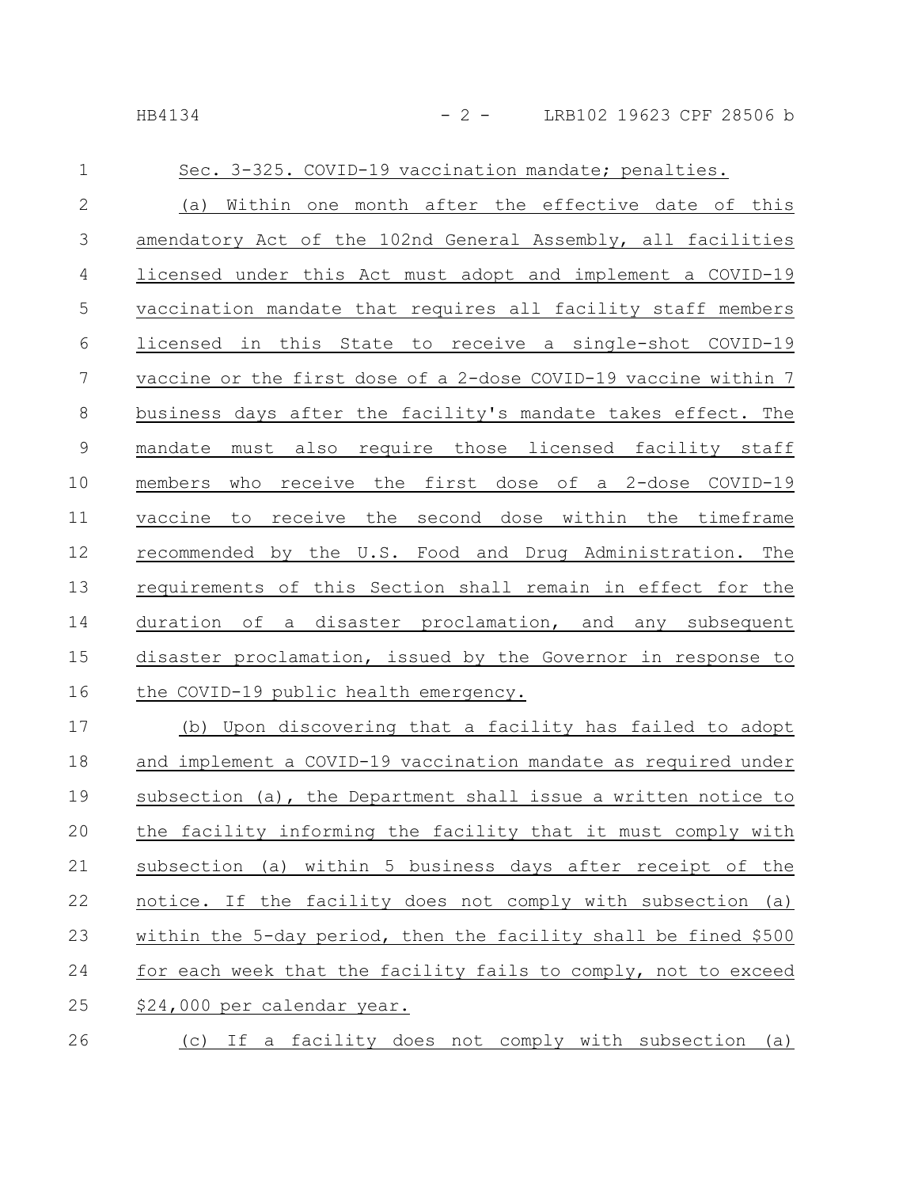Sec. 3-325. COVID-19 vaccination mandate; penalties.

(a) Within one month after the effective date of this amendatory Act of the 102nd General Assembly, all facilities licensed under this Act must adopt and implement a COVID-19 vaccination mandate that requires all facility staff members licensed in this State to receive a single-shot COVID-19 vaccine or the first dose of a 2-dose COVID-19 vaccine within 7 business days after the facility's mandate takes effect. The mandate must also require those licensed facility staff members who receive the first dose of a 2-dose COVID-19 vaccine to receive the second dose within the timeframe recommended by the U.S. Food and Drug Administration. The requirements of this Section shall remain in effect for the duration of a disaster proclamation, and any subsequent disaster proclamation, issued by the Governor in response to the COVID-19 public health emergency.

(b) Upon discovering that a facility has failed to adopt and implement a COVID-19 vaccination mandate as required under subsection (a), the Department shall issue a written notice to the facility informing the facility that it must comply with subsection (a) within 5 business days after receipt of the notice. If the facility does not comply with subsection (a) within the 5-day period, then the facility shall be fined $500 for each week that the facility fails to comply, not to exceed $24,000 per calendar year.

(c) If a facility does not comply with subsection (a)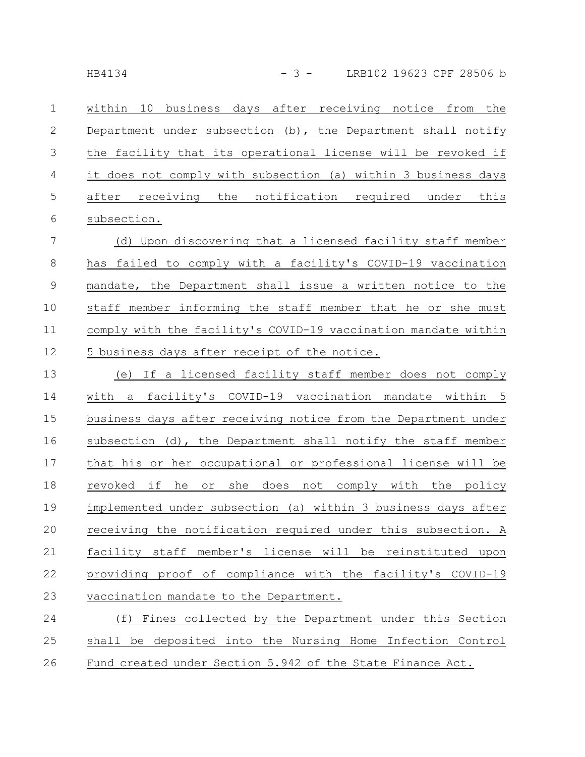within 10 business days after receiving notice from the Department under subsection (b), the Department shall notify the facility that its operational license will be revoked if it does not comply with subsection (a) within 3 business days after receiving the notification required under this subsection.

(d) Upon discovering that a licensed facility staff member has failed to comply with a facility's COVID-19 vaccination mandate, the Department shall issue a written notice to the staff member informing the staff member that he or she must comply with the facility's COVID-19 vaccination mandate within 5 business days after receipt of the notice.

(e) If a licensed facility staff member does not comply with a facility's COVID-19 vaccination mandate within 5 business days after receiving notice from the Department under subsection (d), the Department shall notify the staff member that his or her occupational or professional license will be revoked if he or she does not comply with the policy implemented under subsection (a) within 3 business days after receiving the notification required under this subsection. A facility staff member's license will be reinstituted upon providing proof of compliance with the facility's COVID-19 vaccination mandate to the Department.

(f) Fines collected by the Department under this Section shall be deposited into the Nursing Home Infection Control Fund created under Section 5.942 of the State Finance Act.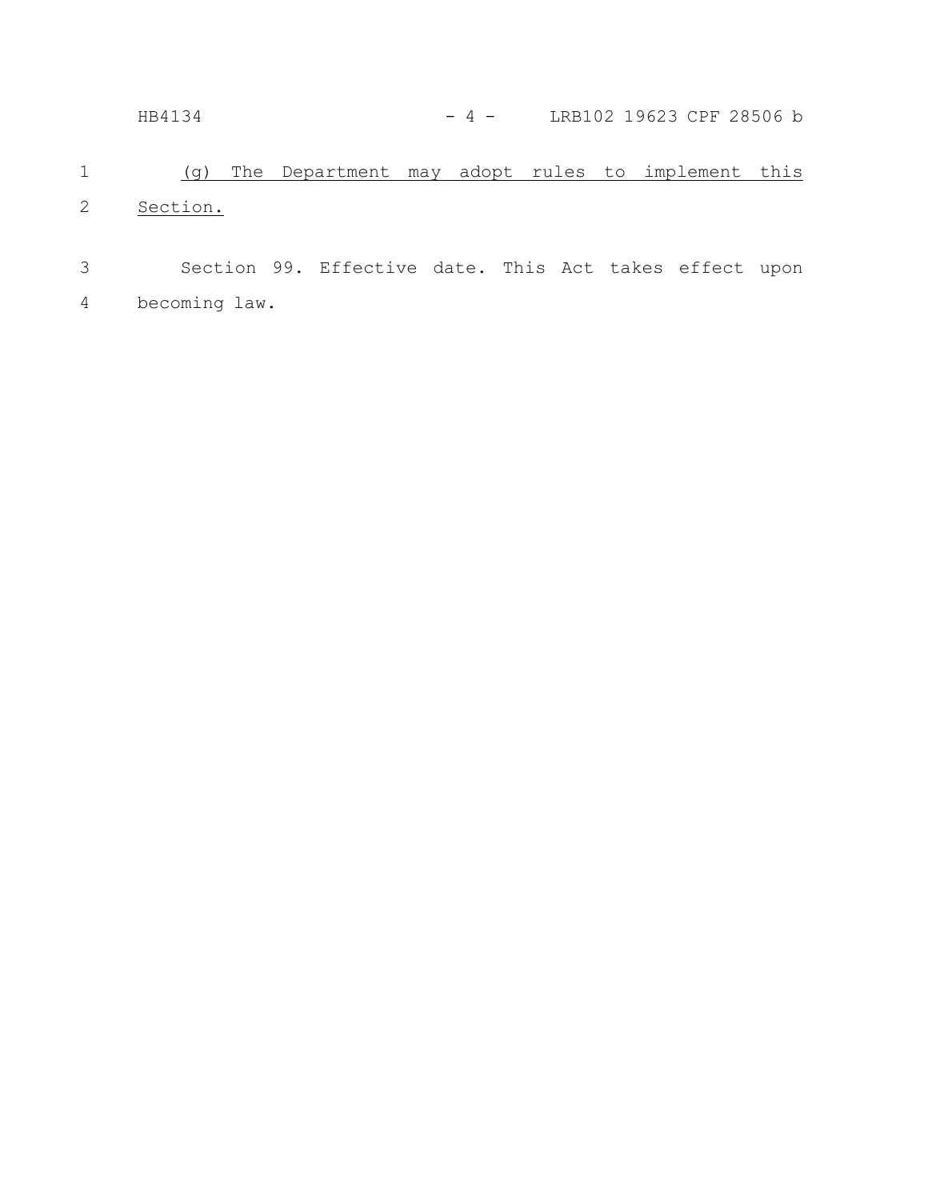(g) The Department may adopt rules to implement this Section.

Section 99. Effective date. This Act takes effect upon becoming law.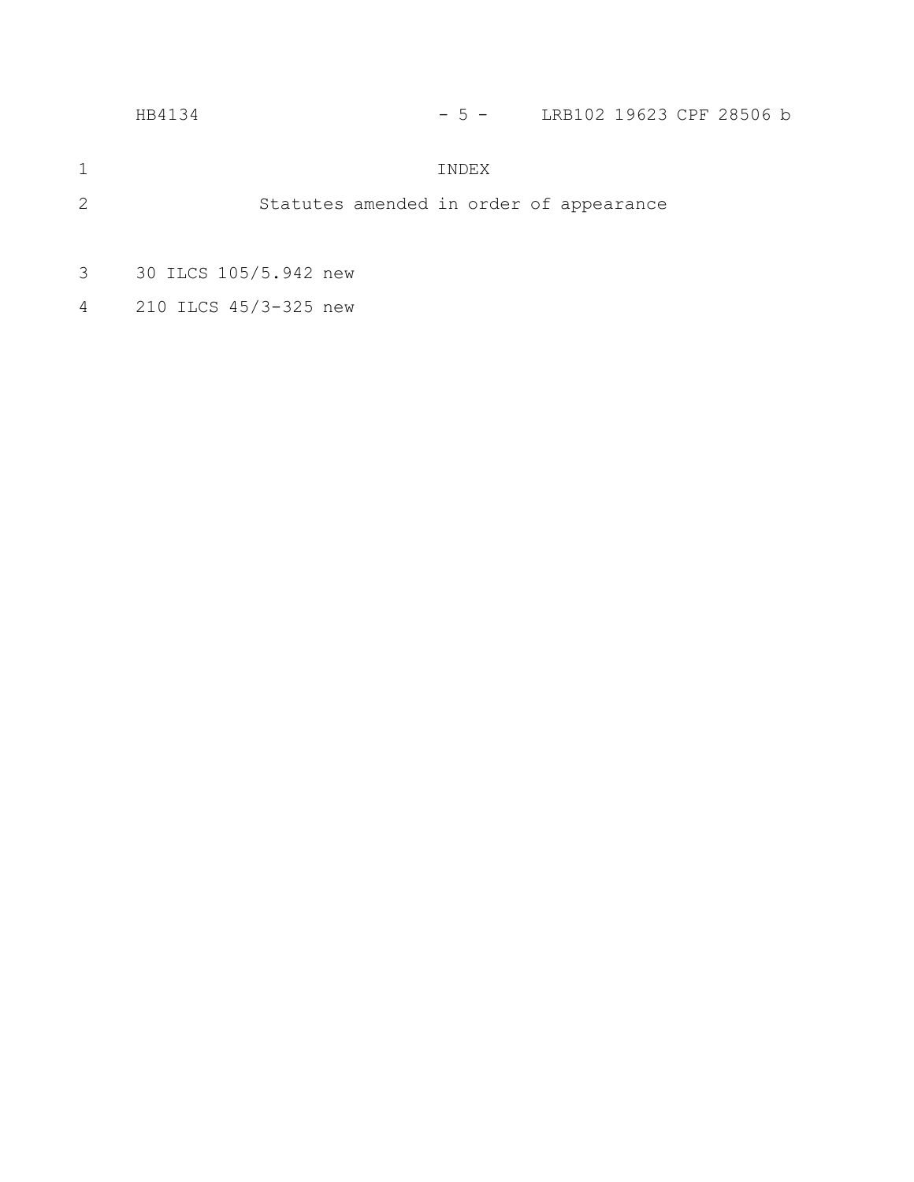# INDEX

## Statutes amended in order of appearance

30 ILCS 105/5.942 new

210 ILCS 45/3-325 new